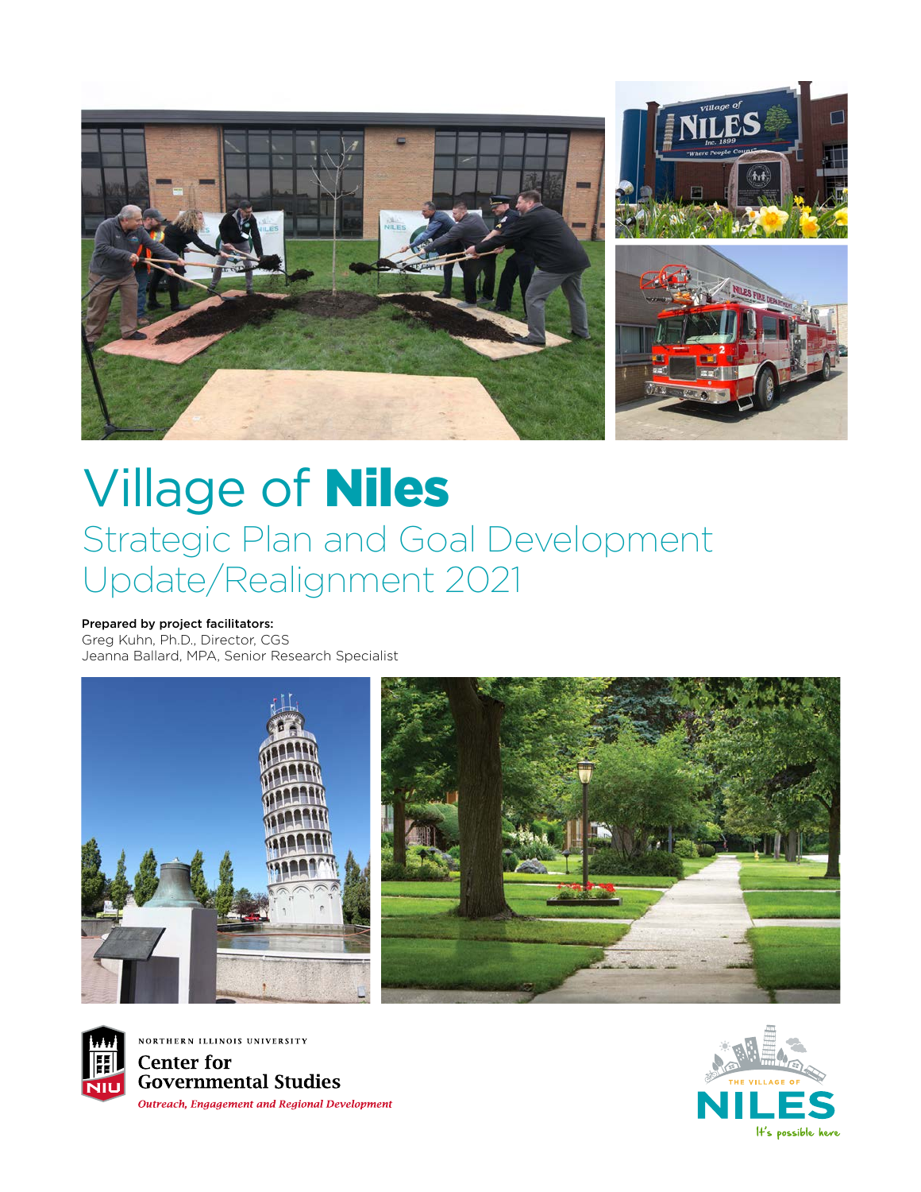# Village of **Niles**

## Strategic Plan and Goal Development Update/Realignment 2021

**Prepared by project facilitators:**
Greg Kuhn, Ph.D., Director, CGS
Jeanna Ballard, MPA, Senior Research Specialist

NORTHERN ILLINOIS UNIVERSITY
Center for Governmental Studies
*Outreach, Engagement and Regional Development*

THE VILLAGE OF NILES
It's possible here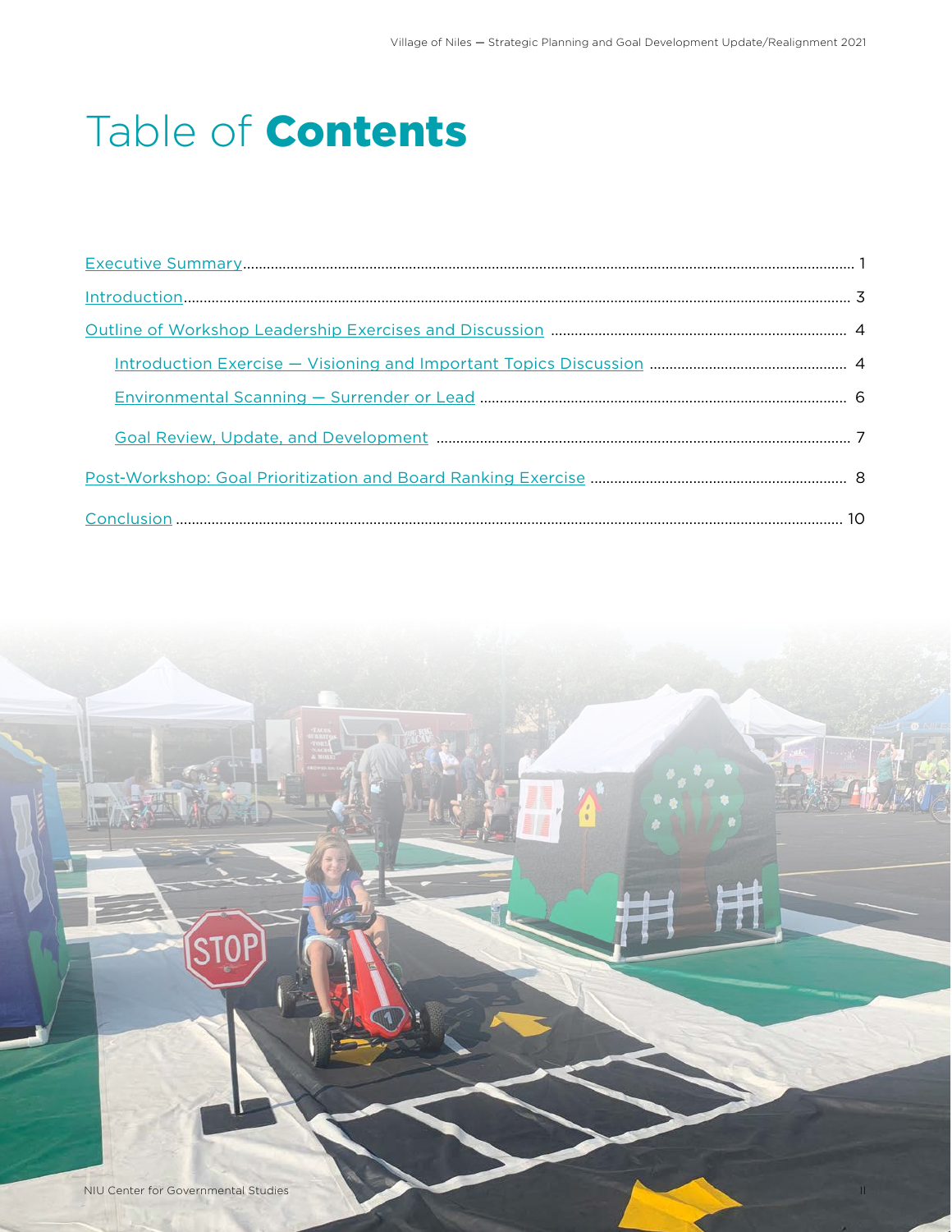# Table of **Contents**

- [Executive Summary](#) ........................................ 1
- [Introduction](#) ........................................ 3
- [Outline of Workshop Leadership Exercises and Discussion](#) ........................................ 4
    - [Introduction Exercise — Visioning and Important Topics Discussion](#) ........................................ 4
    - [Environmental Scanning — Surrender or Lead](#) ........................................ 6
    - [Goal Review, Update, and Development](#) ........................................ 7
- [Post-Workshop: Goal Prioritization and Board Ranking Exercise](#) ........................................ 8
- [Conclusion](#) ........................................ 10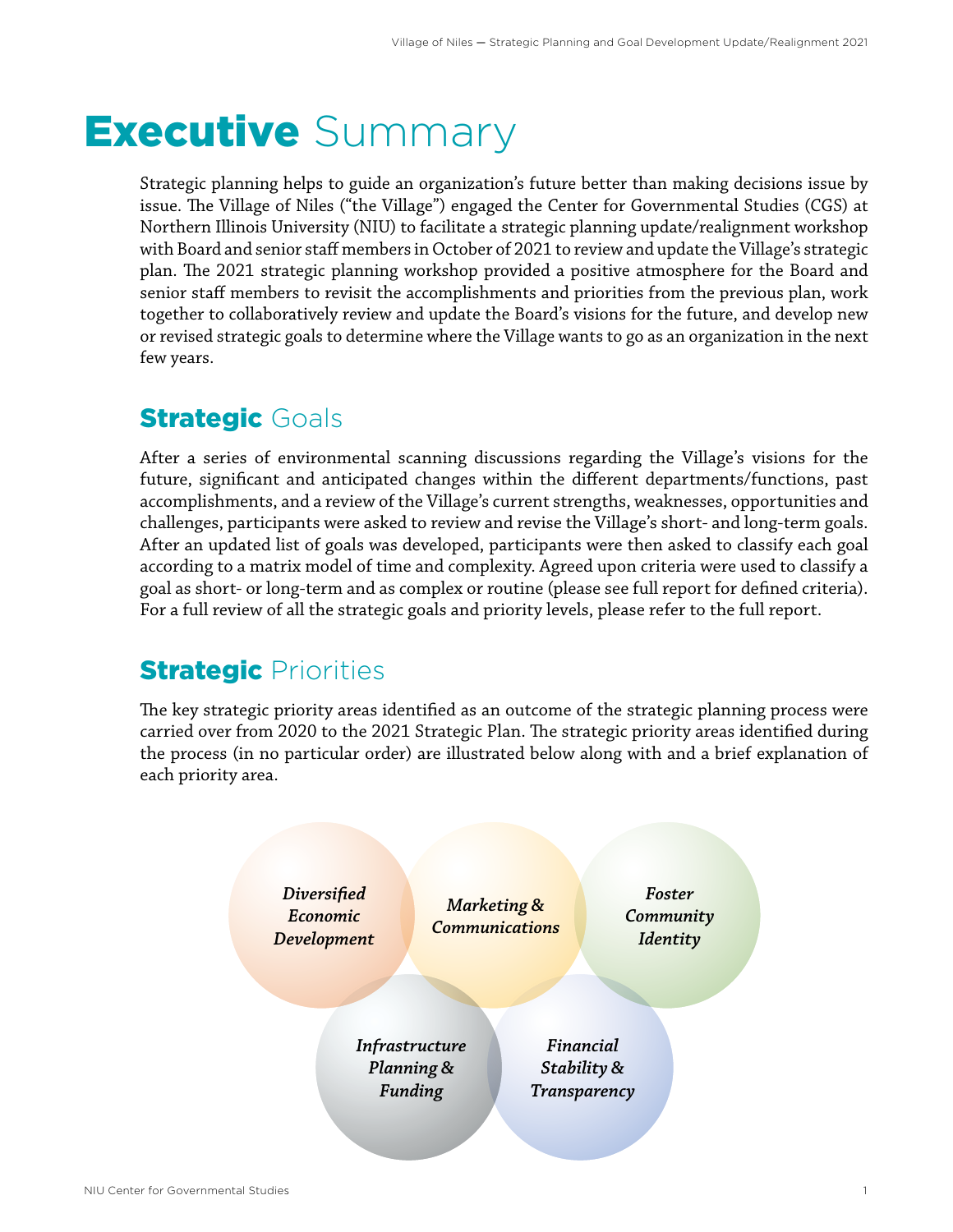# Executive Summary

Strategic planning helps to guide an organization's future better than making decisions issue by issue. The Village of Niles ("the Village") engaged the Center for Governmental Studies (CGS) at Northern Illinois University (NIU) to facilitate a strategic planning update/realignment workshop with Board and senior staff members in October of 2021 to review and update the Village's strategic plan. The 2021 strategic planning workshop provided a positive atmosphere for the Board and senior staff members to revisit the accomplishments and priorities from the previous plan, work together to collaboratively review and update the Board's visions for the future, and develop new or revised strategic goals to determine where the Village wants to go as an organization in the next few years.

## Strategic Goals

After a series of environmental scanning discussions regarding the Village's visions for the future, significant and anticipated changes within the different departments/functions, past accomplishments, and a review of the Village's current strengths, weaknesses, opportunities and challenges, participants were asked to review and revise the Village's short- and long-term goals. After an updated list of goals was developed, participants were then asked to classify each goal according to a matrix model of time and complexity. Agreed upon criteria were used to classify a goal as short- or long-term and as complex or routine (please see full report for defined criteria). For a full review of all the strategic goals and priority levels, please refer to the full report.

## Strategic Priorities

The key strategic priority areas identified as an outcome of the strategic planning process were carried over from 2020 to the 2021 Strategic Plan. The strategic priority areas identified during the process (in no particular order) are illustrated below along with and a brief explanation of each priority area.

- *Diversified Economic Development*
- *Marketing & Communications*
- *Foster Community Identity*
- *Infrastructure Planning & Funding*
- *Financial Stability & Transparency*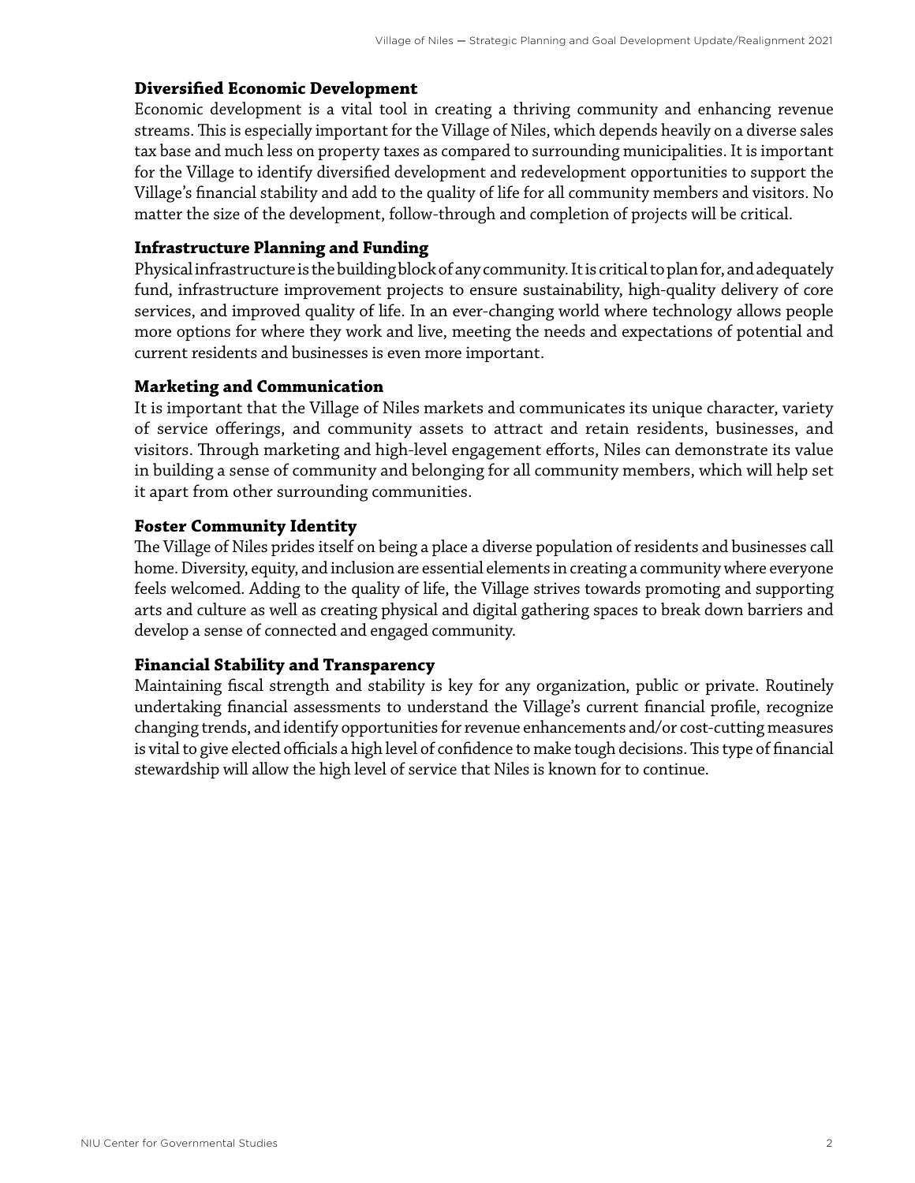### Diversified Economic Development

Economic development is a vital tool in creating a thriving community and enhancing revenue streams. This is especially important for the Village of Niles, which depends heavily on a diverse sales tax base and much less on property taxes as compared to surrounding municipalities. It is important for the Village to identify diversified development and redevelopment opportunities to support the Village's financial stability and add to the quality of life for all community members and visitors. No matter the size of the development, follow-through and completion of projects will be critical.

### Infrastructure Planning and Funding

Physical infrastructure is the building block of any community. It is critical to plan for, and adequately fund, infrastructure improvement projects to ensure sustainability, high-quality delivery of core services, and improved quality of life. In an ever-changing world where technology allows people more options for where they work and live, meeting the needs and expectations of potential and current residents and businesses is even more important.

### Marketing and Communication

It is important that the Village of Niles markets and communicates its unique character, variety of service offerings, and community assets to attract and retain residents, businesses, and visitors. Through marketing and high-level engagement efforts, Niles can demonstrate its value in building a sense of community and belonging for all community members, which will help set it apart from other surrounding communities.

### Foster Community Identity

The Village of Niles prides itself on being a place a diverse population of residents and businesses call home. Diversity, equity, and inclusion are essential elements in creating a community where everyone feels welcomed. Adding to the quality of life, the Village strives towards promoting and supporting arts and culture as well as creating physical and digital gathering spaces to break down barriers and develop a sense of connected and engaged community.

### Financial Stability and Transparency

Maintaining fiscal strength and stability is key for any organization, public or private. Routinely undertaking financial assessments to understand the Village's current financial profile, recognize changing trends, and identify opportunities for revenue enhancements and/or cost-cutting measures is vital to give elected officials a high level of confidence to make tough decisions. This type of financial stewardship will allow the high level of service that Niles is known for to continue.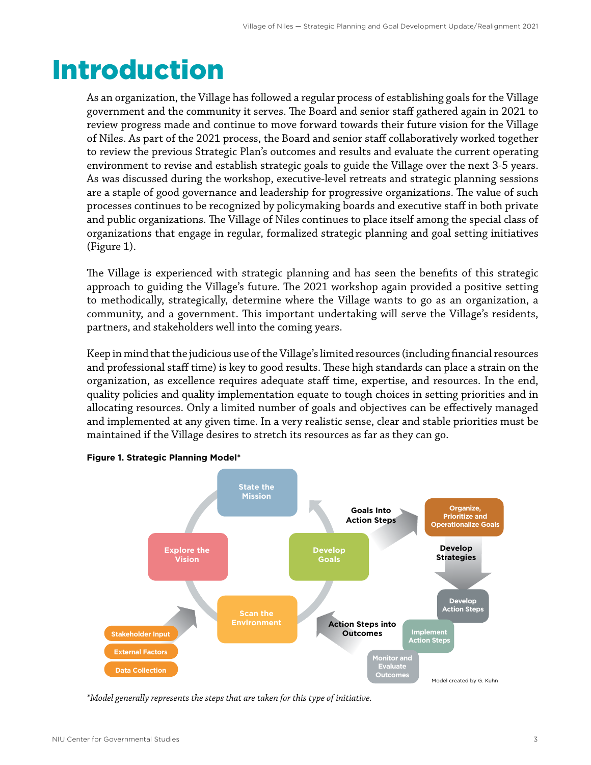# Introduction

As an organization, the Village has followed a regular process of establishing goals for the Village government and the community it serves. The Board and senior staff gathered again in 2021 to review progress made and continue to move forward towards their future vision for the Village of Niles. As part of the 2021 process, the Board and senior staff collaboratively worked together to review the previous Strategic Plan's outcomes and results and evaluate the current operating environment to revise and establish strategic goals to guide the Village over the next 3-5 years. As was discussed during the workshop, executive-level retreats and strategic planning sessions are a staple of good governance and leadership for progressive organizations. The value of such processes continues to be recognized by policymaking boards and executive staff in both private and public organizations. The Village of Niles continues to place itself among the special class of organizations that engage in regular, formalized strategic planning and goal setting initiatives (Figure 1).

The Village is experienced with strategic planning and has seen the benefits of this strategic approach to guiding the Village's future. The 2021 workshop again provided a positive setting to methodically, strategically, determine where the Village wants to go as an organization, a community, and a government. This important undertaking will serve the Village's residents, partners, and stakeholders well into the coming years.

Keep in mind that the judicious use of the Village's limited resources (including financial resources and professional staff time) is key to good results. These high standards can place a strain on the organization, as excellence requires adequate staff time, expertise, and resources. In the end, quality policies and quality implementation equate to tough choices in setting priorities and in allocating resources. Only a limited number of goals and objectives can be effectively managed and implemented at any given time. In a very realistic sense, clear and stable priorities must be maintained if the Village desires to stretch its resources as far as they can go.

**Figure 1. Strategic Planning Model***

State the Mission

Develop Goals

Scan the Environment

Explore the Vision

Stakeholder Input

External Factors

Data Collection

Goals Into Action Steps

Organize, Prioritize and Operationalize Goals

Develop Strategies

Develop Action Steps

Implement Action Steps

Monitor and Evaluate Outcomes

Action Steps into Outcomes

Model created by G. Kuhn

*\*Model generally represents the steps that are taken for this type of initiative.*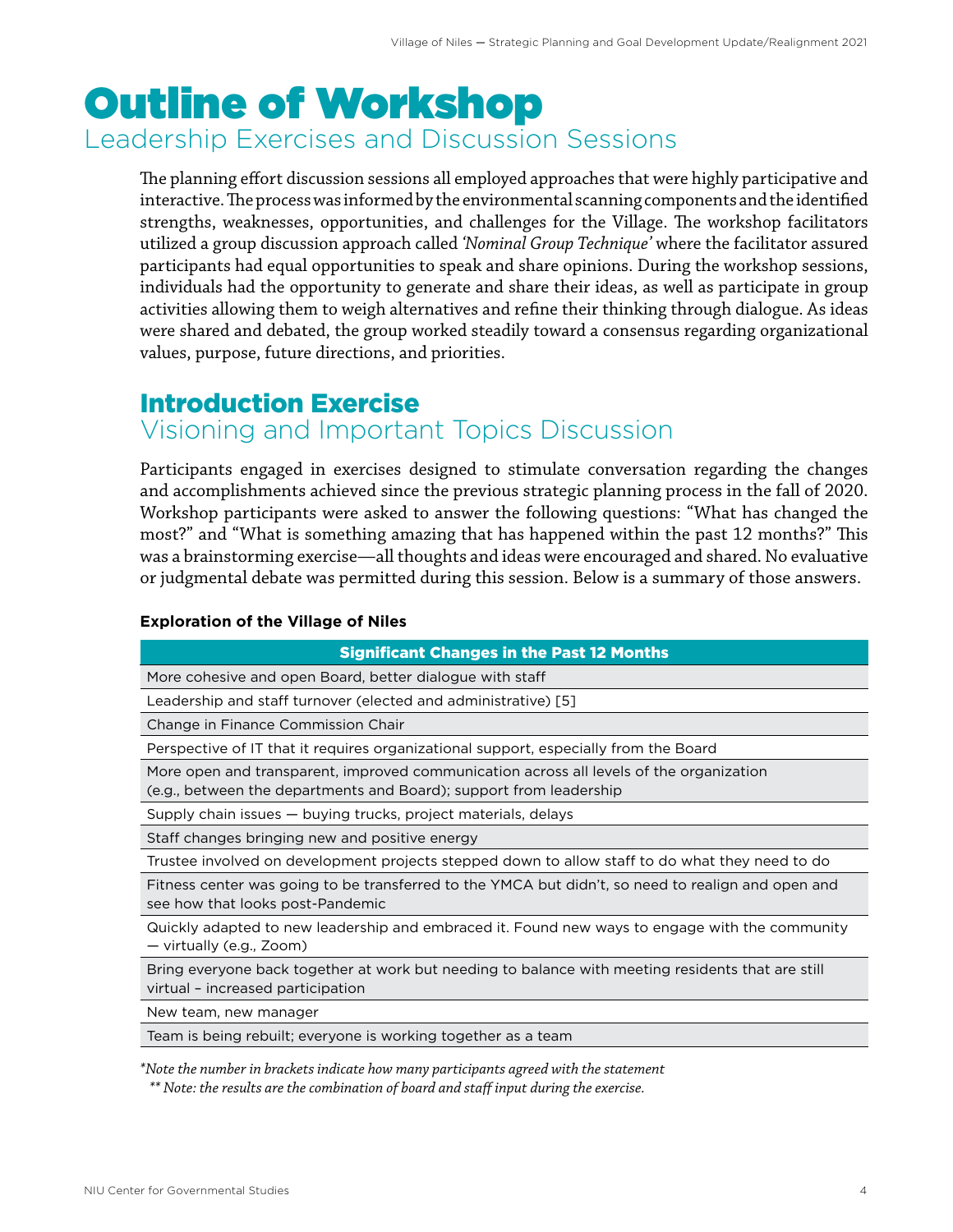# Outline of Workshop

## Leadership Exercises and Discussion Sessions

The planning effort discussion sessions all employed approaches that were highly participative and interactive. The process was informed by the environmental scanning components and the identified strengths, weaknesses, opportunities, and challenges for the Village. The workshop facilitators utilized a group discussion approach called *'Nominal Group Technique'* where the facilitator assured participants had equal opportunities to speak and share opinions. During the workshop sessions, individuals had the opportunity to generate and share their ideas, as well as participate in group activities allowing them to weigh alternatives and refine their thinking through dialogue. As ideas were shared and debated, the group worked steadily toward a consensus regarding organizational values, purpose, future directions, and priorities.

## Introduction Exercise

### Visioning and Important Topics Discussion

Participants engaged in exercises designed to stimulate conversation regarding the changes and accomplishments achieved since the previous strategic planning process in the fall of 2020. Workshop participants were asked to answer the following questions: "What has changed the most?" and "What is something amazing that has happened within the past 12 months?" This was a brainstorming exercise—all thoughts and ideas were encouraged and shared. No evaluative or judgmental debate was permitted during this session. Below is a summary of those answers.

**Exploration of the Village of Niles**

| Significant Changes in the Past 12 Months |
|---|
| More cohesive and open Board, better dialogue with staff |
| Leadership and staff turnover (elected and administrative) [5] |
| Change in Finance Commission Chair |
| Perspective of IT that it requires organizational support, especially from the Board |
| More open and transparent, improved communication across all levels of the organization (e.g., between the departments and Board); support from leadership |
| Supply chain issues — buying trucks, project materials, delays |
| Staff changes bringing new and positive energy |
| Trustee involved on development projects stepped down to allow staff to do what they need to do |
| Fitness center was going to be transferred to the YMCA but didn't, so need to realign and open and see how that looks post-Pandemic |
| Quickly adapted to new leadership and embraced it. Found new ways to engage with the community — virtually (e.g., Zoom) |
| Bring everyone back together at work but needing to balance with meeting residents that are still virtual – increased participation |
| New team, new manager |
| Team is being rebuilt; everyone is working together as a team |

*\*Note the number in brackets indicate how many participants agreed with the statement*

*\*\* Note: the results are the combination of board and staff input during the exercise.*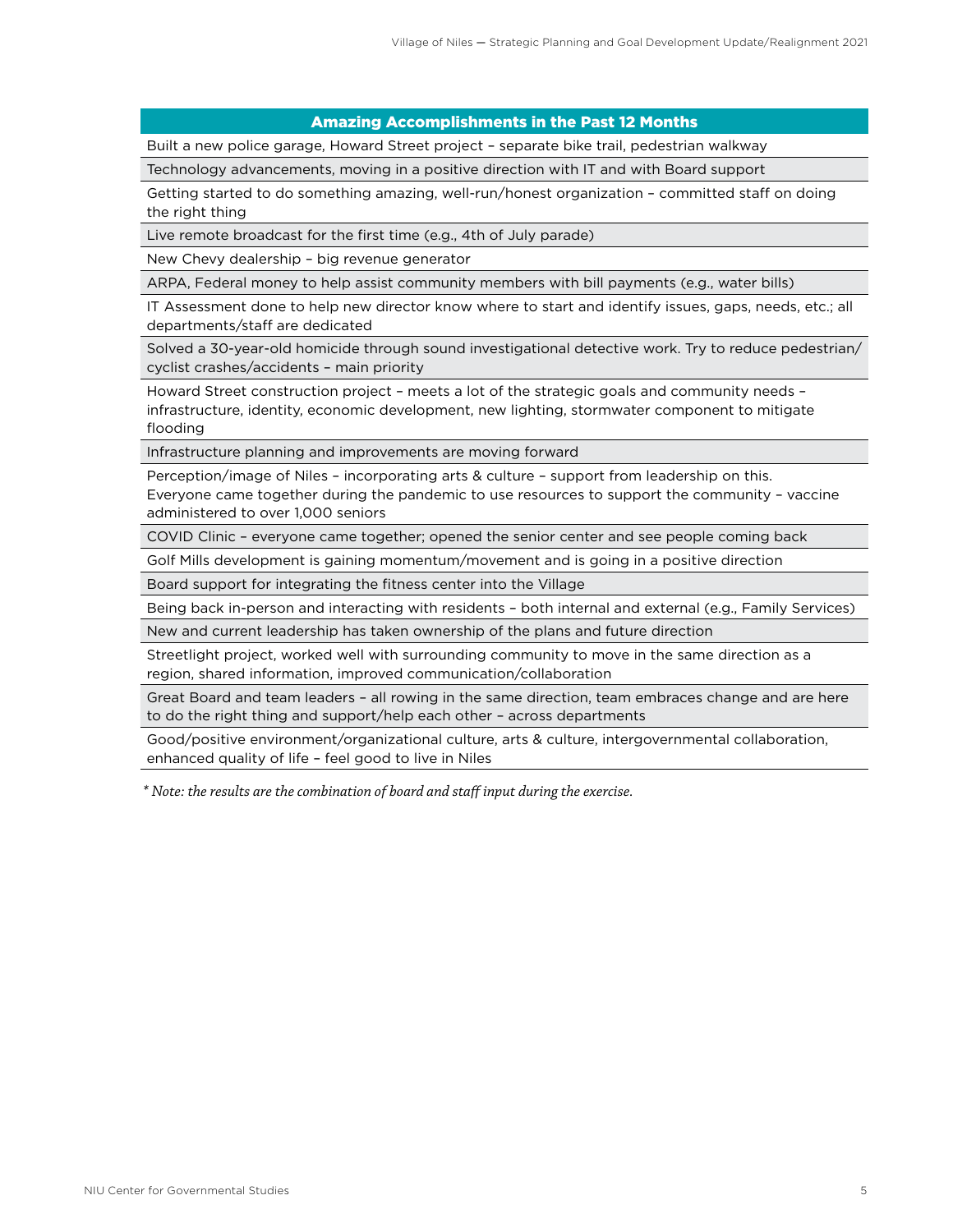| Amazing Accomplishments in the Past 12 Months |
| --- |
| Built a new police garage, Howard Street project – separate bike trail, pedestrian walkway |
| Technology advancements, moving in a positive direction with IT and with Board support |
| Getting started to do something amazing, well-run/honest organization – committed staff on doing the right thing |
| Live remote broadcast for the first time (e.g., 4th of July parade) |
| New Chevy dealership – big revenue generator |
| ARPA, Federal money to help assist community members with bill payments (e.g., water bills) |
| IT Assessment done to help new director know where to start and identify issues, gaps, needs, etc.; all departments/staff are dedicated |
| Solved a 30-year-old homicide through sound investigational detective work. Try to reduce pedestrian/cyclist crashes/accidents – main priority |
| Howard Street construction project – meets a lot of the strategic goals and community needs – infrastructure, identity, economic development, new lighting, stormwater component to mitigate flooding |
| Infrastructure planning and improvements are moving forward |
| Perception/image of Niles – incorporating arts & culture – support from leadership on this. Everyone came together during the pandemic to use resources to support the community – vaccine administered to over 1,000 seniors |
| COVID Clinic – everyone came together; opened the senior center and see people coming back |
| Golf Mills development is gaining momentum/movement and is going in a positive direction |
| Board support for integrating the fitness center into the Village |
| Being back in-person and interacting with residents – both internal and external (e.g., Family Services) |
| New and current leadership has taken ownership of the plans and future direction |
| Streetlight project, worked well with surrounding community to move in the same direction as a region, shared information, improved communication/collaboration |
| Great Board and team leaders – all rowing in the same direction, team embraces change and are here to do the right thing and support/help each other – across departments |
| Good/positive environment/organizational culture, arts & culture, intergovernmental collaboration, enhanced quality of life – feel good to live in Niles |

*\* Note: the results are the combination of board and staff input during the exercise.*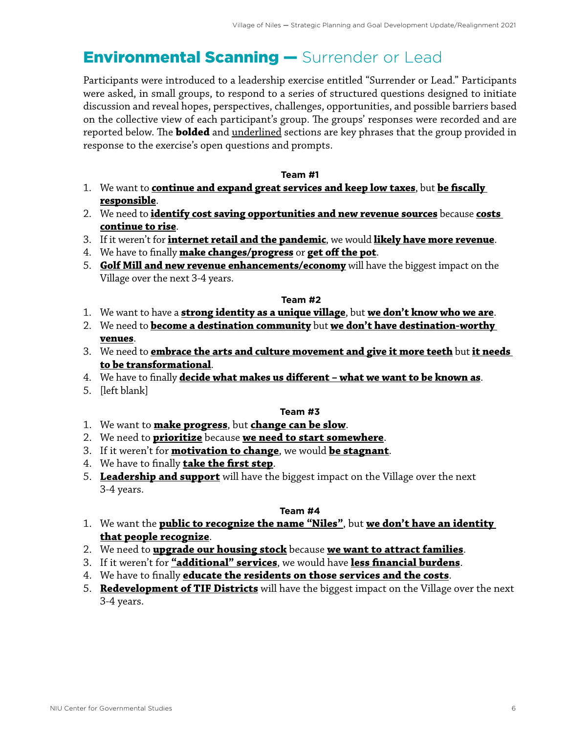# Environmental Scanning — Surrender or Lead

Participants were introduced to a leadership exercise entitled "Surrender or Lead." Participants were asked, in small groups, to respond to a series of structured questions designed to initiate discussion and reveal hopes, perspectives, challenges, opportunities, and possible barriers based on the collective view of each participant's group. The groups' responses were recorded and are reported below. The **bolded** and <u>underlined</u> sections are key phrases that the group provided in response to the exercise's open questions and prompts.

**Team #1**

1. We want to **<u>continue and expand great services and keep low taxes</u>**, but **<u>be fiscally responsible</u>**.
2. We need to **<u>identify cost saving opportunities and new revenue sources</u>** because **<u>costs continue to rise</u>**.
3. If it weren't for **<u>internet retail and the pandemic</u>**, we would **<u>likely have more revenue</u>**.
4. We have to finally **<u>make changes/progress</u>** or **<u>get off the pot</u>**.
5. **<u>Golf Mill and new revenue enhancements/economy</u>** will have the biggest impact on the Village over the next 3-4 years.

**Team #2**

1. We want to have a **<u>strong identity as a unique village</u>**, but **<u>we don't know who we are</u>**.
2. We need to **<u>become a destination community</u>** but **<u>we don't have destination-worthy venues</u>**.
3. We need to **<u>embrace the arts and culture movement and give it more teeth</u>** but **<u>it needs to be transformational</u>**.
4. We have to finally **<u>decide what makes us different – what we want to be known as</u>**.
5. [left blank]

**Team #3**

1. We want to **<u>make progress</u>**, but **<u>change can be slow</u>**.
2. We need to **<u>prioritize</u>** because **<u>we need to start somewhere</u>**.
3. If it weren't for **<u>motivation to change</u>**, we would **<u>be stagnant</u>**.
4. We have to finally **<u>take the first step</u>**.
5. **<u>Leadership and support</u>** will have the biggest impact on the Village over the next 3-4 years.

**Team #4**

1. We want the **<u>public to recognize the name "Niles"</u>**, but **<u>we don't have an identity that people recognize</u>**.
2. We need to **<u>upgrade our housing stock</u>** because **<u>we want to attract families</u>**.
3. If it weren't for **<u>"additional" services</u>**, we would have **<u>less financial burdens</u>**.
4. We have to finally **<u>educate the residents on those services and the costs</u>**.
5. **<u>Redevelopment of TIF Districts</u>** will have the biggest impact on the Village over the next 3-4 years.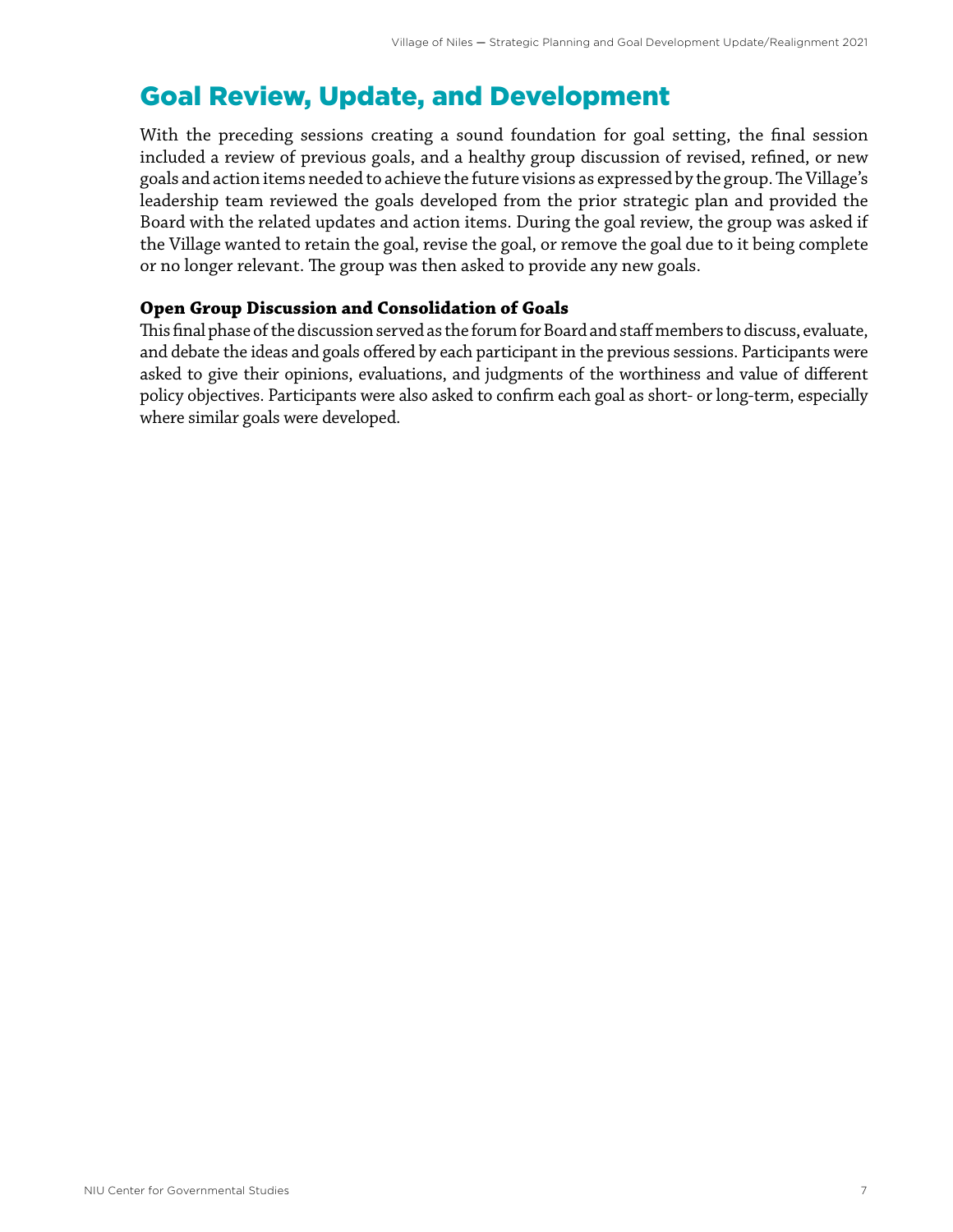## Goal Review, Update, and Development

With the preceding sessions creating a sound foundation for goal setting, the final session included a review of previous goals, and a healthy group discussion of revised, refined, or new goals and action items needed to achieve the future visions as expressed by the group. The Village's leadership team reviewed the goals developed from the prior strategic plan and provided the Board with the related updates and action items. During the goal review, the group was asked if the Village wanted to retain the goal, revise the goal, or remove the goal due to it being complete or no longer relevant. The group was then asked to provide any new goals.

### Open Group Discussion and Consolidation of Goals

This final phase of the discussion served as the forum for Board and staff members to discuss, evaluate, and debate the ideas and goals offered by each participant in the previous sessions. Participants were asked to give their opinions, evaluations, and judgments of the worthiness and value of different policy objectives. Participants were also asked to confirm each goal as short- or long-term, especially where similar goals were developed.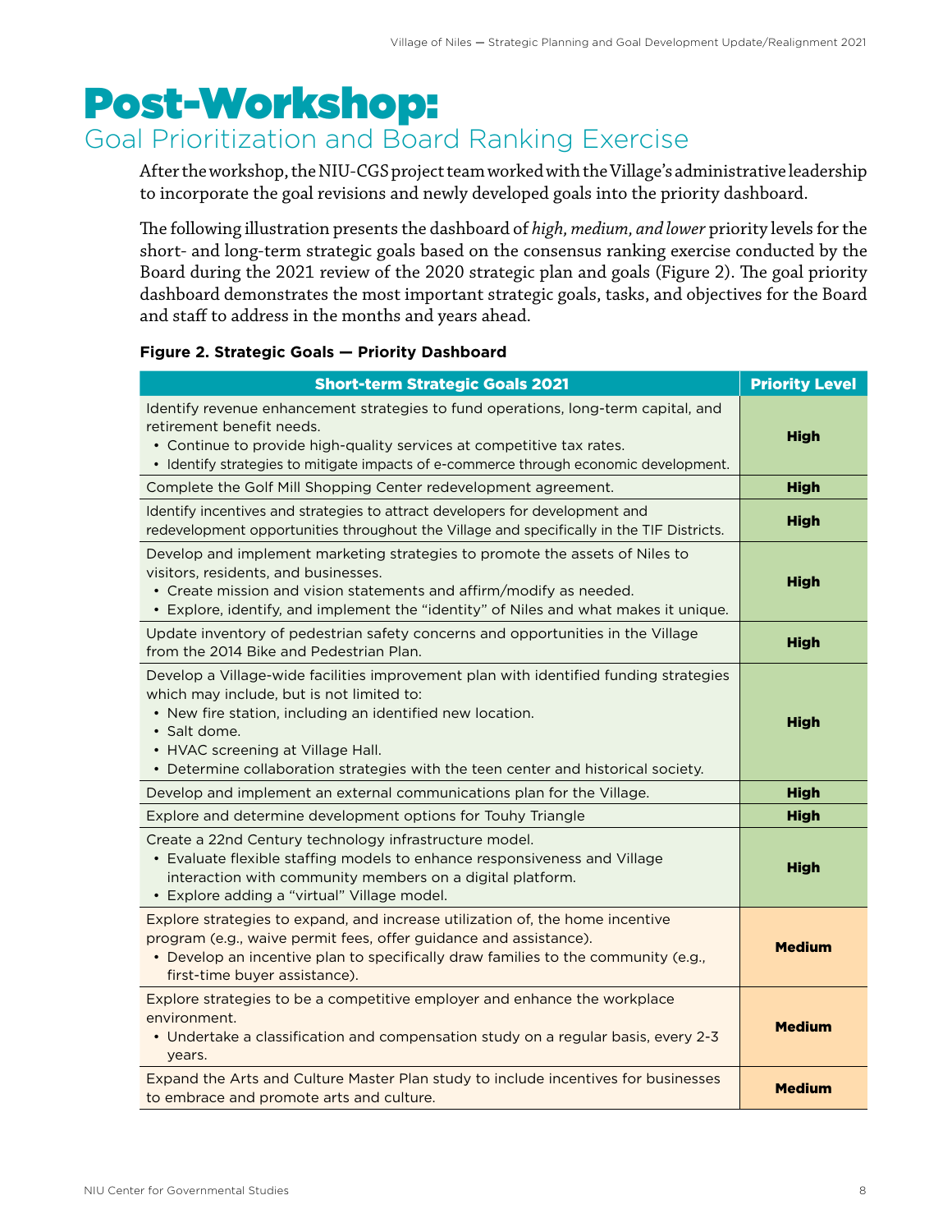# Post-Workshop:

## Goal Prioritization and Board Ranking Exercise

After the workshop, the NIU-CGS project team worked with the Village's administrative leadership to incorporate the goal revisions and newly developed goals into the priority dashboard.

The following illustration presents the dashboard of *high, medium, and lower* priority levels for the short- and long-term strategic goals based on the consensus ranking exercise conducted by the Board during the 2021 review of the 2020 strategic plan and goals (Figure 2). The goal priority dashboard demonstrates the most important strategic goals, tasks, and objectives for the Board and staff to address in the months and years ahead.

**Figure 2. Strategic Goals — Priority Dashboard**

| Short-term Strategic Goals 2021 | Priority Level |
|---|---|
| Identify revenue enhancement strategies to fund operations, long-term capital, and retirement benefit needs.<br>• Continue to provide high-quality services at competitive tax rates.<br>• Identify strategies to mitigate impacts of e-commerce through economic development. | **High** |
| Complete the Golf Mill Shopping Center redevelopment agreement. | **High** |
| Identify incentives and strategies to attract developers for development and redevelopment opportunities throughout the Village and specifically in the TIF Districts. | **High** |
| Develop and implement marketing strategies to promote the assets of Niles to visitors, residents, and businesses.<br>• Create mission and vision statements and affirm/modify as needed.<br>• Explore, identify, and implement the "identity" of Niles and what makes it unique. | **High** |
| Update inventory of pedestrian safety concerns and opportunities in the Village from the 2014 Bike and Pedestrian Plan. | **High** |
| Develop a Village-wide facilities improvement plan with identified funding strategies which may include, but is not limited to:<br>• New fire station, including an identified new location.<br>• Salt dome.<br>• HVAC screening at Village Hall.<br>• Determine collaboration strategies with the teen center and historical society. | **High** |
| Develop and implement an external communications plan for the Village. | **High** |
| Explore and determine development options for Touhy Triangle | **High** |
| Create a 22nd Century technology infrastructure model.<br>• Evaluate flexible staffing models to enhance responsiveness and Village interaction with community members on a digital platform.<br>• Explore adding a "virtual" Village model. | **High** |
| Explore strategies to expand, and increase utilization of, the home incentive program (e.g., waive permit fees, offer guidance and assistance).<br>• Develop an incentive plan to specifically draw families to the community (e.g., first-time buyer assistance). | **Medium** |
| Explore strategies to be a competitive employer and enhance the workplace environment.<br>• Undertake a classification and compensation study on a regular basis, every 2-3 years. | **Medium** |
| Expand the Arts and Culture Master Plan study to include incentives for businesses to embrace and promote arts and culture. | **Medium** |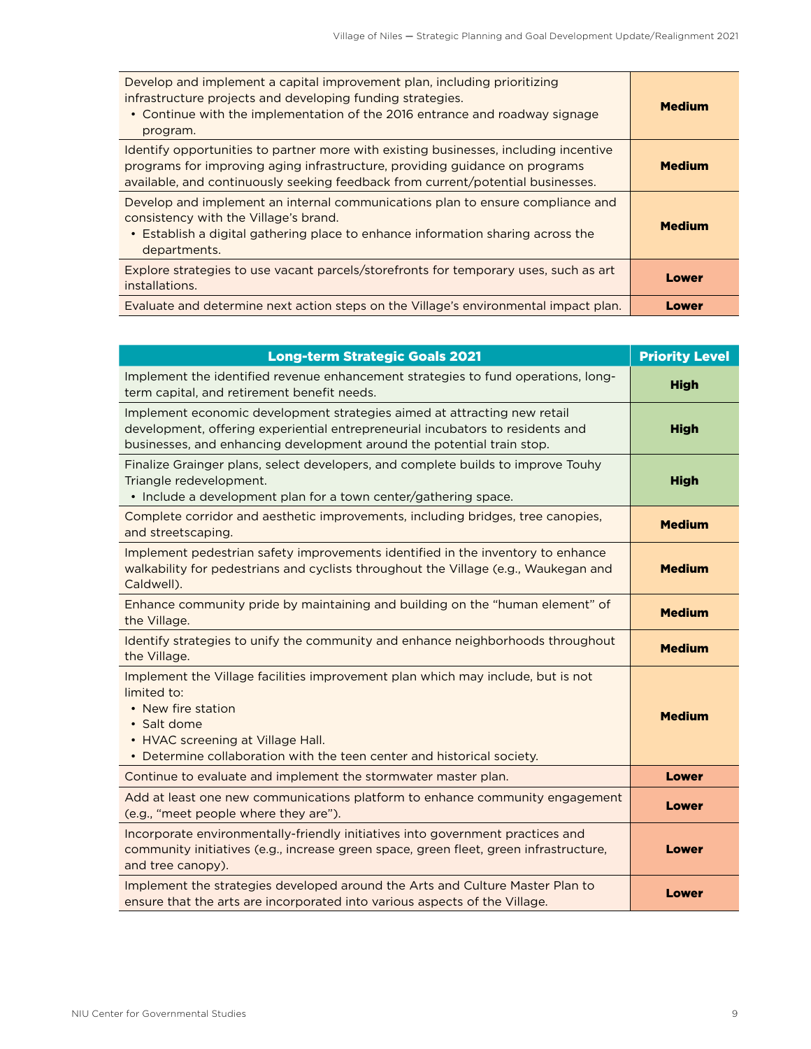| | |
|---|---|
| Develop and implement a capital improvement plan, including prioritizing infrastructure projects and developing funding strategies.<br>• Continue with the implementation of the 2016 entrance and roadway signage program. | **Medium** |
| Identify opportunities to partner more with existing businesses, including incentive programs for improving aging infrastructure, providing guidance on programs available, and continuously seeking feedback from current/potential businesses. | **Medium** |
| Develop and implement an internal communications plan to ensure compliance and consistency with the Village's brand.<br>• Establish a digital gathering place to enhance information sharing across the departments. | **Medium** |
| Explore strategies to use vacant parcels/storefronts for temporary uses, such as art installations. | **Lower** |
| Evaluate and determine next action steps on the Village's environmental impact plan. | **Lower** |

| Long-term Strategic Goals 2021 | Priority Level |
|---|---|
| Implement the identified revenue enhancement strategies to fund operations, long-term capital, and retirement benefit needs. | **High** |
| Implement economic development strategies aimed at attracting new retail development, offering experiential entrepreneurial incubators to residents and businesses, and enhancing development around the potential train stop. | **High** |
| Finalize Grainger plans, select developers, and complete builds to improve Touhy Triangle redevelopment.<br>• Include a development plan for a town center/gathering space. | **High** |
| Complete corridor and aesthetic improvements, including bridges, tree canopies, and streetscaping. | **Medium** |
| Implement pedestrian safety improvements identified in the inventory to enhance walkability for pedestrians and cyclists throughout the Village (e.g., Waukegan and Caldwell). | **Medium** |
| Enhance community pride by maintaining and building on the "human element" of the Village. | **Medium** |
| Identify strategies to unify the community and enhance neighborhoods throughout the Village. | **Medium** |
| Implement the Village facilities improvement plan which may include, but is not limited to:<br>• New fire station<br>• Salt dome<br>• HVAC screening at Village Hall.<br>• Determine collaboration with the teen center and historical society. | **Medium** |
| Continue to evaluate and implement the stormwater master plan. | **Lower** |
| Add at least one new communications platform to enhance community engagement (e.g., "meet people where they are"). | **Lower** |
| Incorporate environmentally-friendly initiatives into government practices and community initiatives (e.g., increase green space, green fleet, green infrastructure, and tree canopy). | **Lower** |
| Implement the strategies developed around the Arts and Culture Master Plan to ensure that the arts are incorporated into various aspects of the Village. | **Lower** |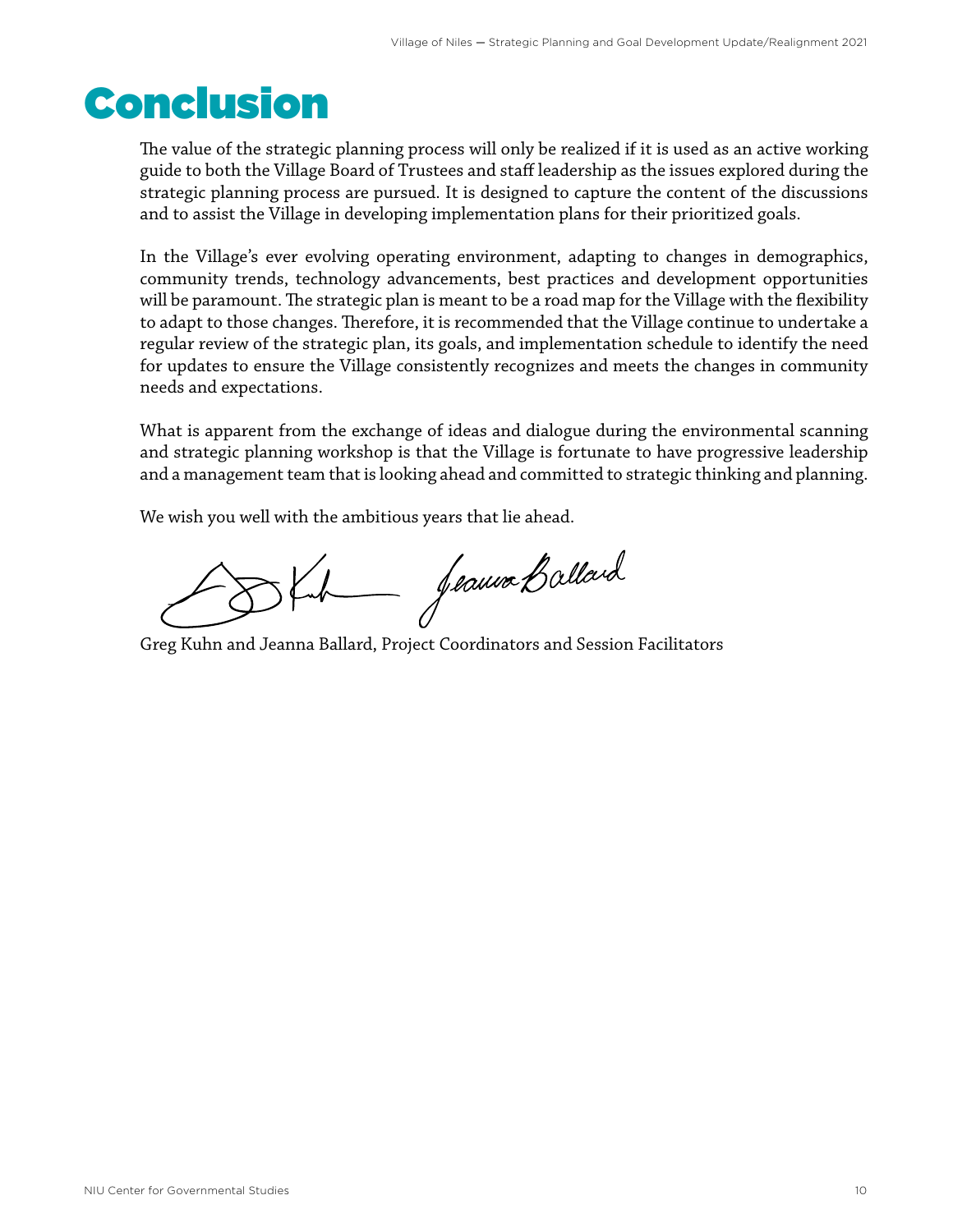# Conclusion

The value of the strategic planning process will only be realized if it is used as an active working guide to both the Village Board of Trustees and staff leadership as the issues explored during the strategic planning process are pursued. It is designed to capture the content of the discussions and to assist the Village in developing implementation plans for their prioritized goals.

In the Village's ever evolving operating environment, adapting to changes in demographics, community trends, technology advancements, best practices and development opportunities will be paramount. The strategic plan is meant to be a road map for the Village with the flexibility to adapt to those changes. Therefore, it is recommended that the Village continue to undertake a regular review of the strategic plan, its goals, and implementation schedule to identify the need for updates to ensure the Village consistently recognizes and meets the changes in community needs and expectations.

What is apparent from the exchange of ideas and dialogue during the environmental scanning and strategic planning workshop is that the Village is fortunate to have progressive leadership and a management team that is looking ahead and committed to strategic thinking and planning.

We wish you well with the ambitious years that lie ahead.

Greg Kuhn and Jeanna Ballard, Project Coordinators and Session Facilitators